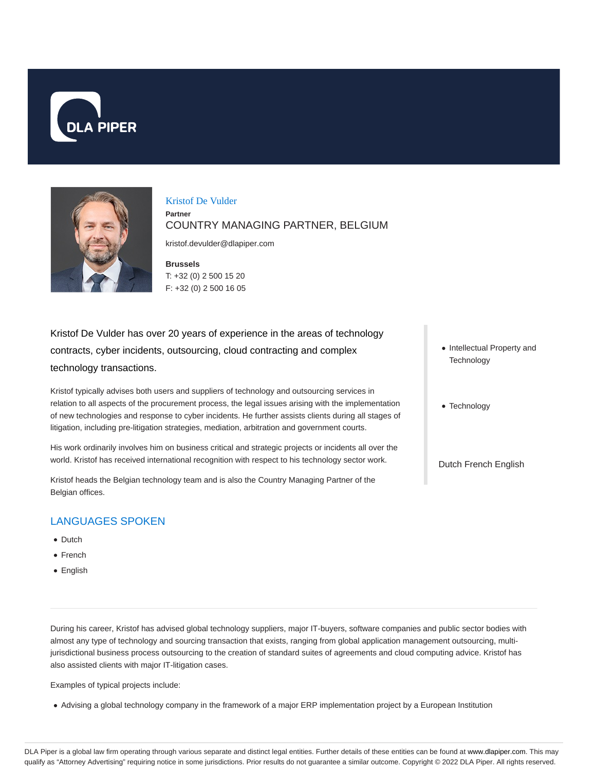DLA PIPER

# Kristof De Vulder

**Partner**

COUNTRY MANAGING PARTNER, BELGIUM

kristof.devulder@dlapiper.com

**Brussels**

T: +32 (0) 2 500 15 20

F: +32 (0) 2 500 16 05

Kristof De Vulder has over 20 years of experience in the areas of technology contracts, cyber incidents, outsourcing, cloud contracting and complex technology transactions.

Kristof typically advises both users and suppliers of technology and outsourcing services in relation to all aspects of the procurement process, the legal issues arising with the implementation of new technologies and response to cyber incidents. He further assists clients during all stages of litigation, including pre-litigation strategies, mediation, arbitration and government courts.

His work ordinarily involves him on business critical and strategic projects or incidents all over the world. Kristof has received international recognition with respect to his technology sector work.

Kristof heads the Belgian technology team and is also the Country Managing Partner of the Belgian offices.

- Intellectual Property and Technology
- Technology

Dutch French English

## LANGUAGES SPOKEN

- Dutch
- French
- English

---

During his career, Kristof has advised global technology suppliers, major IT-buyers, software companies and public sector bodies with almost any type of technology and sourcing transaction that exists, ranging from global application management outsourcing, multi-jurisdictional business process outsourcing to the creation of standard suites of agreements and cloud computing advice. Kristof has also assisted clients with major IT-litigation cases.

Examples of typical projects include:

- Advising a global technology company in the framework of a major ERP implementation project by a European Institution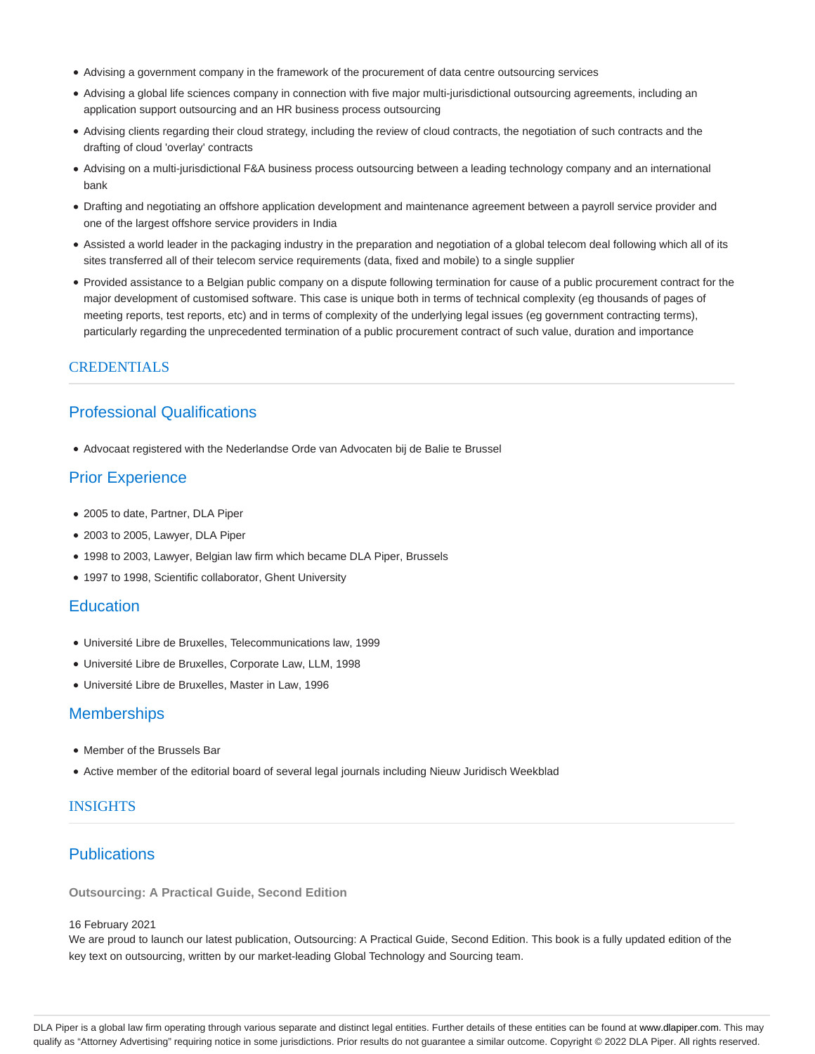- Advising a government company in the framework of the procurement of data centre outsourcing services
- Advising a global life sciences company in connection with five major multi-jurisdictional outsourcing agreements, including an application support outsourcing and an HR business process outsourcing
- Advising clients regarding their cloud strategy, including the review of cloud contracts, the negotiation of such contracts and the drafting of cloud 'overlay' contracts
- Advising on a multi-jurisdictional F&A business process outsourcing between a leading technology company and an international bank
- Drafting and negotiating an offshore application development and maintenance agreement between a payroll service provider and one of the largest offshore service providers in India
- Assisted a world leader in the packaging industry in the preparation and negotiation of a global telecom deal following which all of its sites transferred all of their telecom service requirements (data, fixed and mobile) to a single supplier
- Provided assistance to a Belgian public company on a dispute following termination for cause of a public procurement contract for the major development of customised software. This case is unique both in terms of technical complexity (eg thousands of pages of meeting reports, test reports, etc) and in terms of complexity of the underlying legal issues (eg government contracting terms), particularly regarding the unprecedented termination of a public procurement contract of such value, duration and importance

## CREDENTIALS

### Professional Qualifications

- Advocaat registered with the Nederlandse Orde van Advocaten bij de Balie te Brussel

### Prior Experience

- 2005 to date, Partner, DLA Piper
- 2003 to 2005, Lawyer, DLA Piper
- 1998 to 2003, Lawyer, Belgian law firm which became DLA Piper, Brussels
- 1997 to 1998, Scientific collaborator, Ghent University

### Education

- Université Libre de Bruxelles, Telecommunications law, 1999
- Université Libre de Bruxelles, Corporate Law, LLM, 1998
- Université Libre de Bruxelles, Master in Law, 1996

### Memberships

- Member of the Brussels Bar
- Active member of the editorial board of several legal journals including Nieuw Juridisch Weekblad

## INSIGHTS

### Publications

**Outsourcing: A Practical Guide, Second Edition**

16 February 2021

We are proud to launch our latest publication, Outsourcing: A Practical Guide, Second Edition. This book is a fully updated edition of the key text on outsourcing, written by our market-leading Global Technology and Sourcing team.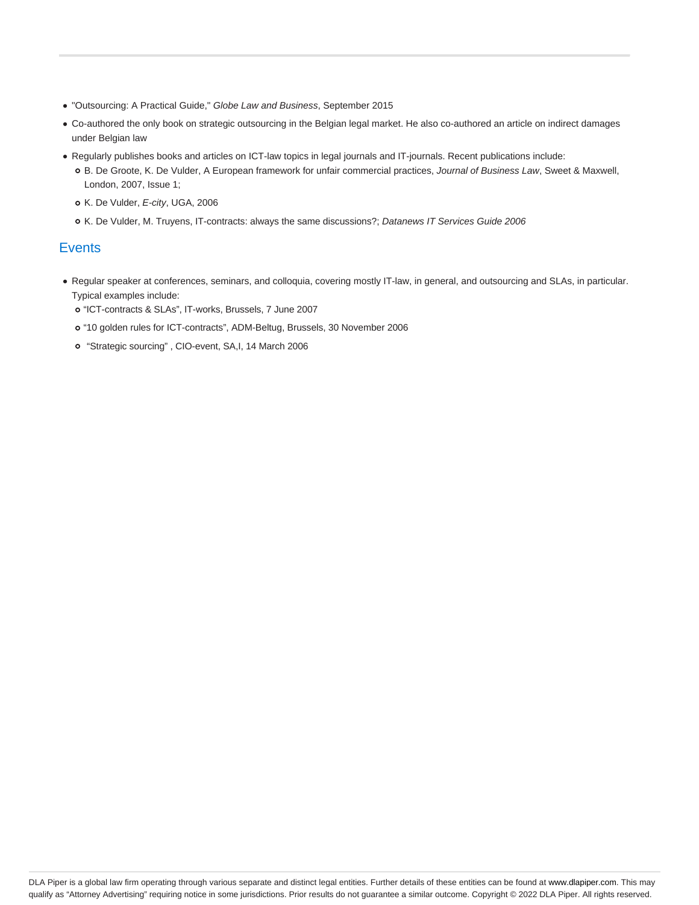- "Outsourcing: A Practical Guide," *Globe Law and Business*, September 2015
- Co-authored the only book on strategic outsourcing in the Belgian legal market. He also co-authored an article on indirect damages under Belgian law
- Regularly publishes books and articles on ICT-law topics in legal journals and IT-journals. Recent publications include:
  - B. De Groote, K. De Vulder, A European framework for unfair commercial practices, *Journal of Business Law*, Sweet & Maxwell, London, 2007, Issue 1;
  - K. De Vulder, *E-city*, UGA, 2006
  - K. De Vulder, M. Truyens, IT-contracts: always the same discussions?; *Datanews IT Services Guide 2006*

## Events

- Regular speaker at conferences, seminars, and colloquia, covering mostly IT-law, in general, and outsourcing and SLAs, in particular. Typical examples include:
  - "ICT-contracts & SLAs", IT-works, Brussels, 7 June 2007
  - "10 golden rules for ICT-contracts", ADM-Beltug, Brussels, 30 November 2006
  - "Strategic sourcing" , CIO-event, SA,I, 14 March 2006

DLA Piper is a global law firm operating through various separate and distinct legal entities. Further details of these entities can be found at www.dlapiper.com. This may qualify as "Attorney Advertising" requiring notice in some jurisdictions. Prior results do not guarantee a similar outcome. Copyright © 2022 DLA Piper. All rights reserved.